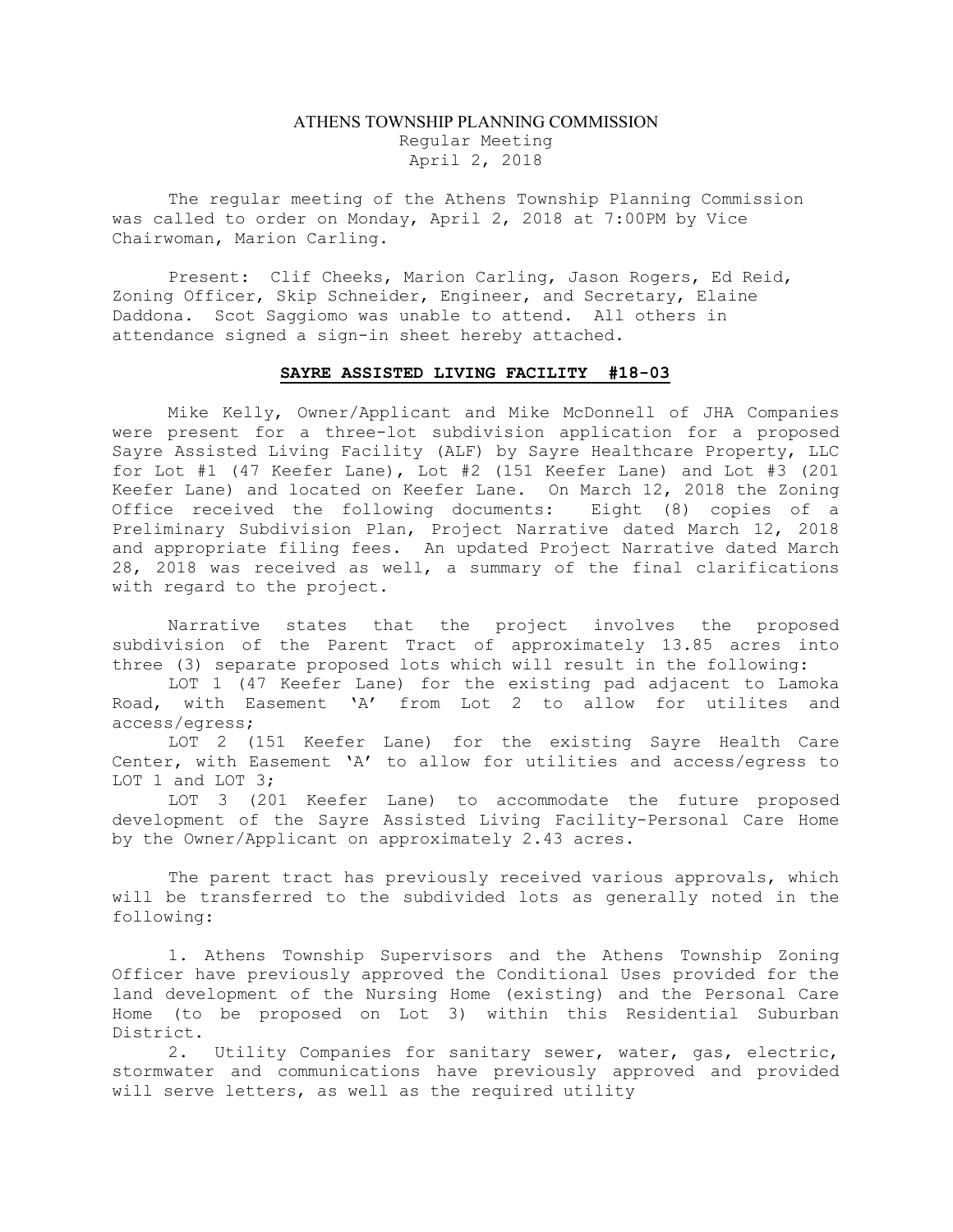# ATHENS TOWNSHIP PLANNING COMMISSION

Regular Meeting

April 2, 2018

The regular meeting of the Athens Township Planning Commission was called to order on Monday, April 2, 2018 at 7:00PM by Vice Chairwoman, Marion Carling.

Present: Clif Cheeks, Marion Carling, Jason Rogers, Ed Reid, Zoning Officer, Skip Schneider, Engineer, and Secretary, Elaine Daddona. Scot Saggiomo was unable to attend. All others in attendance signed a sign-in sheet hereby attached.

## SAYRE ASSISTED LIVING FACILITY #18-03

Mike Kelly, Owner/Applicant and Mike McDonnell of JHA Companies were present for a three-lot subdivision application for a proposed Sayre Assisted Living Facility (ALF) by Sayre Healthcare Property, LLC for Lot #1 (47 Keefer Lane), Lot #2 (151 Keefer Lane) and Lot #3 (201 Keefer Lane) and located on Keefer Lane. On March 12, 2018 the Zoning Office received the following documents: Eight (8) copies of a Preliminary Subdivision Plan, Project Narrative dated March 12, 2018 and appropriate filing fees. An updated Project Narrative dated March 28, 2018 was received as well, a summary of the final clarifications with regard to the project.

Narrative states that the project involves the proposed subdivision of the Parent Tract of approximately 13.85 acres into three (3) separate proposed lots which will result in the following:

LOT 1 (47 Keefer Lane) for the existing pad adjacent to Lamoka Road, with Easement 'A' from Lot 2 to allow for utilites and access/egress;

LOT 2 (151 Keefer Lane) for the existing Sayre Health Care Center, with Easement 'A' to allow for utilities and access/egress to LOT 1 and LOT 3;

LOT 3 (201 Keefer Lane) to accommodate the future proposed development of the Sayre Assisted Living Facility-Personal Care Home by the Owner/Applicant on approximately 2.43 acres.

The parent tract has previously received various approvals, which will be transferred to the subdivided lots as generally noted in the following:

1. Athens Township Supervisors and the Athens Township Zoning Officer have previously approved the Conditional Uses provided for the land development of the Nursing Home (existing) and the Personal Care Home (to be proposed on Lot 3) within this Residential Suburban District.

2. Utility Companies for sanitary sewer, water, gas, electric, stormwater and communications have previously approved and provided will serve letters, as well as the required utility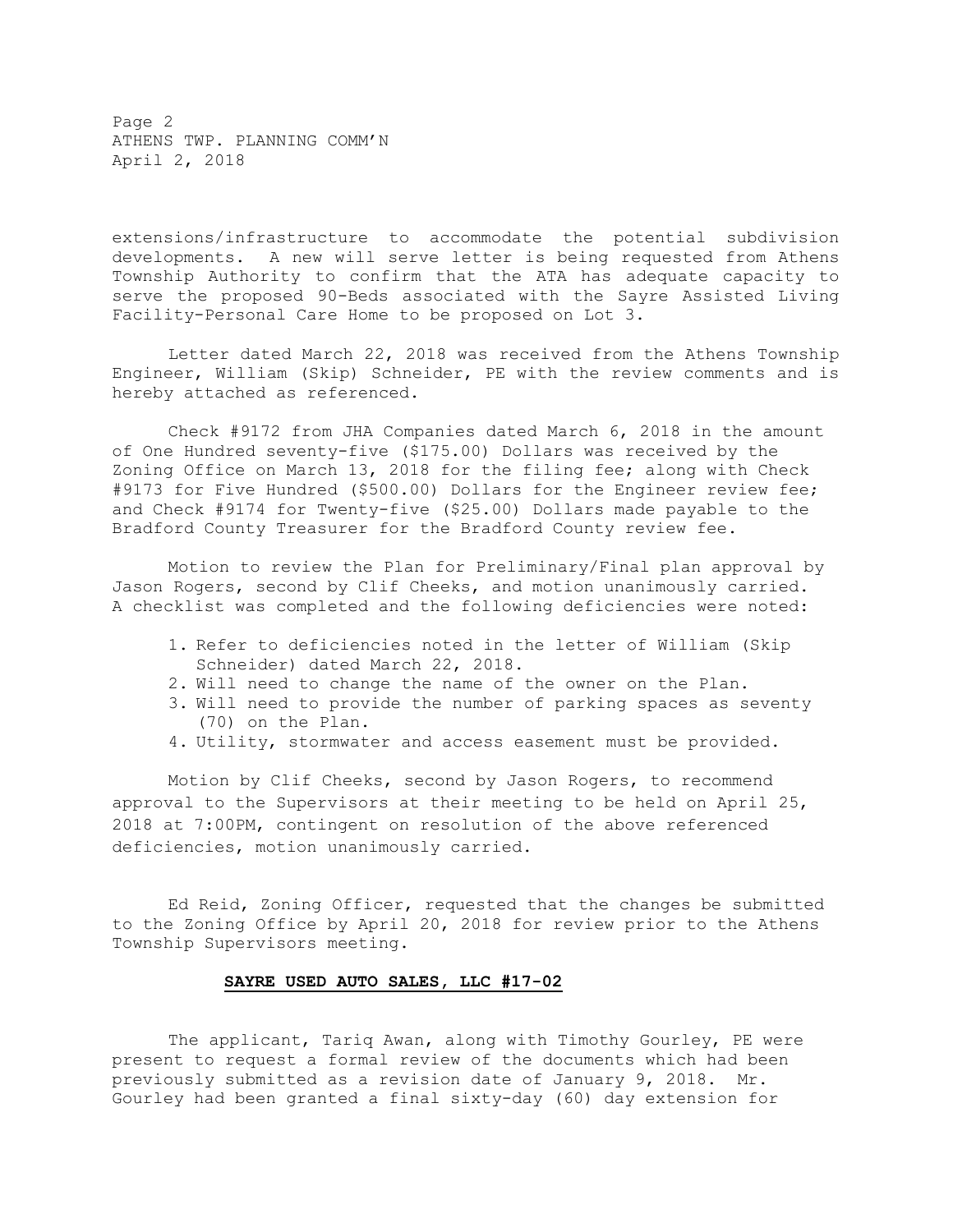extensions/infrastructure to accommodate the potential subdivision developments. A new will serve letter is being requested from Athens Township Authority to confirm that the ATA has adequate capacity to serve the proposed 90-Beds associated with the Sayre Assisted Living Facility-Personal Care Home to be proposed on Lot 3.

Letter dated March 22, 2018 was received from the Athens Township Engineer, William (Skip) Schneider, PE with the review comments and is hereby attached as referenced.

Check #9172 from JHA Companies dated March 6, 2018 in the amount of One Hundred seventy-five ($175.00) Dollars was received by the Zoning Office on March 13, 2018 for the filing fee; along with Check #9173 for Five Hundred ($500.00) Dollars for the Engineer review fee; and Check #9174 for Twenty-five ($25.00) Dollars made payable to the Bradford County Treasurer for the Bradford County review fee.

Motion to review the Plan for Preliminary/Final plan approval by Jason Rogers, second by Clif Cheeks, and motion unanimously carried. A checklist was completed and the following deficiencies were noted:

1. Refer to deficiencies noted in the letter of William (Skip Schneider) dated March 22, 2018.
2. Will need to change the name of the owner on the Plan.
3. Will need to provide the number of parking spaces as seventy (70) on the Plan.
4. Utility, stormwater and access easement must be provided.

Motion by Clif Cheeks, second by Jason Rogers, to recommend approval to the Supervisors at their meeting to be held on April 25, 2018 at 7:00PM, contingent on resolution of the above referenced deficiencies, motion unanimously carried.

Ed Reid, Zoning Officer, requested that the changes be submitted to the Zoning Office by April 20, 2018 for review prior to the Athens Township Supervisors meeting.

## SAYRE USED AUTO SALES, LLC #17-02

The applicant, Tariq Awan, along with Timothy Gourley, PE were present to request a formal review of the documents which had been previously submitted as a revision date of January 9, 2018. Mr. Gourley had been granted a final sixty-day (60) day extension for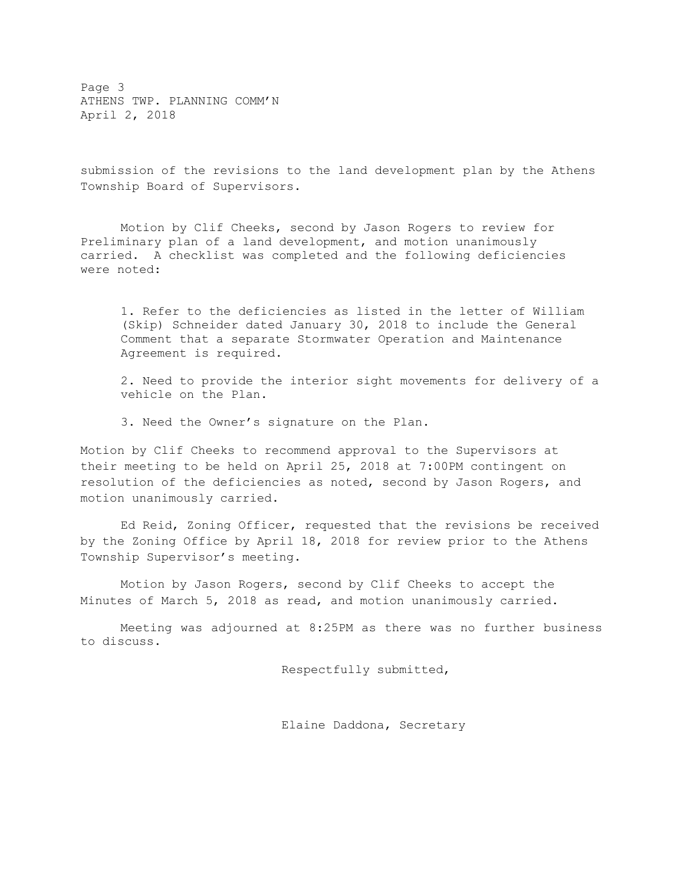submission of the revisions to the land development plan by the Athens Township Board of Supervisors.

Motion by Clif Cheeks, second by Jason Rogers to review for Preliminary plan of a land development, and motion unanimously carried. A checklist was completed and the following deficiencies were noted:

1. Refer to the deficiencies as listed in the letter of William (Skip) Schneider dated January 30, 2018 to include the General Comment that a separate Stormwater Operation and Maintenance Agreement is required.

2. Need to provide the interior sight movements for delivery of a vehicle on the Plan.

3. Need the Owner's signature on the Plan.

Motion by Clif Cheeks to recommend approval to the Supervisors at their meeting to be held on April 25, 2018 at 7:00PM contingent on resolution of the deficiencies as noted, second by Jason Rogers, and motion unanimously carried.

Ed Reid, Zoning Officer, requested that the revisions be received by the Zoning Office by April 18, 2018 for review prior to the Athens Township Supervisor's meeting.

Motion by Jason Rogers, second by Clif Cheeks to accept the Minutes of March 5, 2018 as read, and motion unanimously carried.

Meeting was adjourned at 8:25PM as there was no further business to discuss.

Respectfully submitted,

Elaine Daddona, Secretary